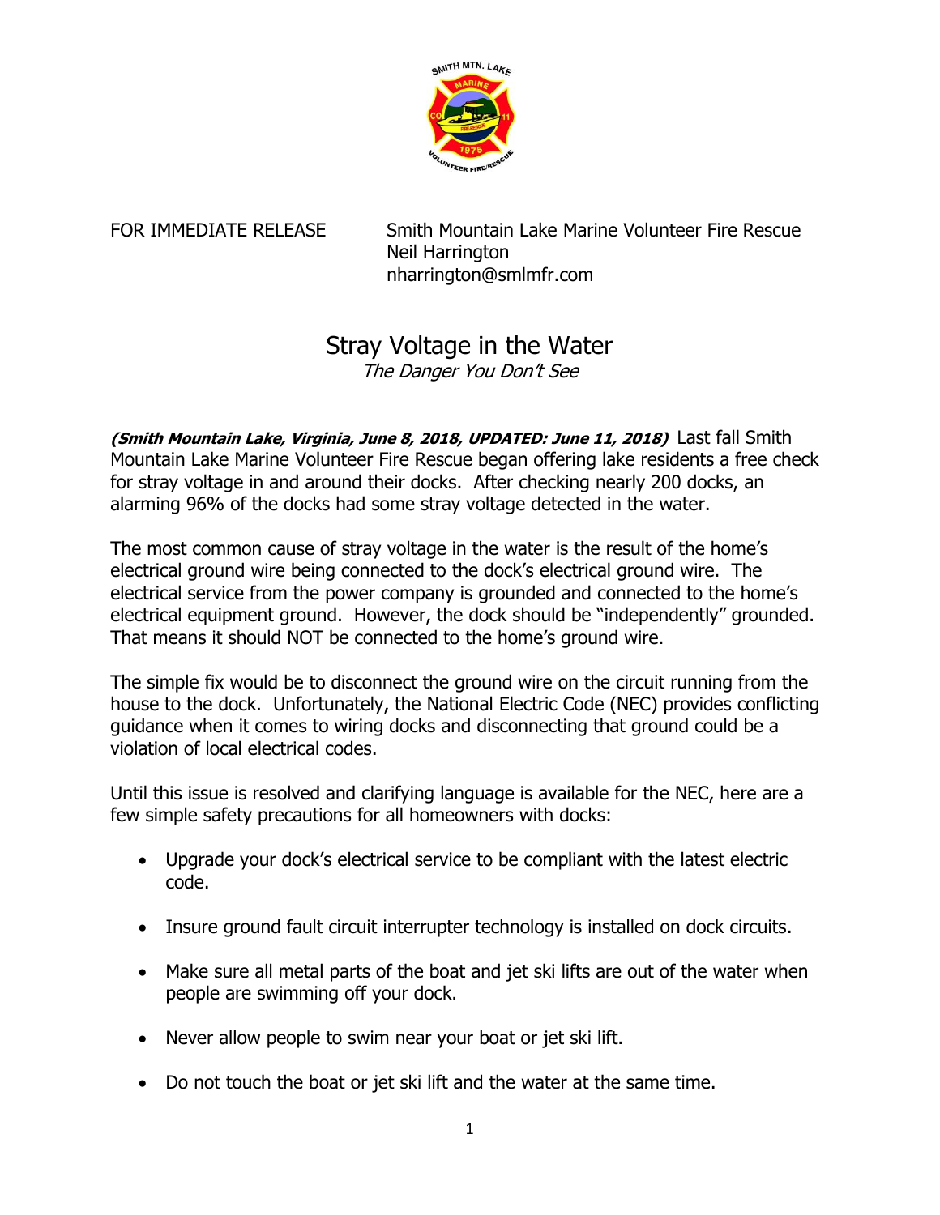FOR IMMEDIATE RELEASE

Smith Mountain Lake Marine Volunteer Fire Rescue
Neil Harrington
nharrington@smlmfr.com

# Stray Voltage in the Water

*The Danger You Don't See*

***(Smith Mountain Lake, Virginia, June 8, 2018, UPDATED: June 11, 2018)*** Last fall Smith Mountain Lake Marine Volunteer Fire Rescue began offering lake residents a free check for stray voltage in and around their docks. After checking nearly 200 docks, an alarming 96% of the docks had some stray voltage detected in the water.

The most common cause of stray voltage in the water is the result of the home's electrical ground wire being connected to the dock's electrical ground wire. The electrical service from the power company is grounded and connected to the home's electrical equipment ground. However, the dock should be "independently" grounded. That means it should NOT be connected to the home's ground wire.

The simple fix would be to disconnect the ground wire on the circuit running from the house to the dock. Unfortunately, the National Electric Code (NEC) provides conflicting guidance when it comes to wiring docks and disconnecting that ground could be a violation of local electrical codes.

Until this issue is resolved and clarifying language is available for the NEC, here are a few simple safety precautions for all homeowners with docks:

- Upgrade your dock's electrical service to be compliant with the latest electric code.
- Insure ground fault circuit interrupter technology is installed on dock circuits.
- Make sure all metal parts of the boat and jet ski lifts are out of the water when people are swimming off your dock.
- Never allow people to swim near your boat or jet ski lift.
- Do not touch the boat or jet ski lift and the water at the same time.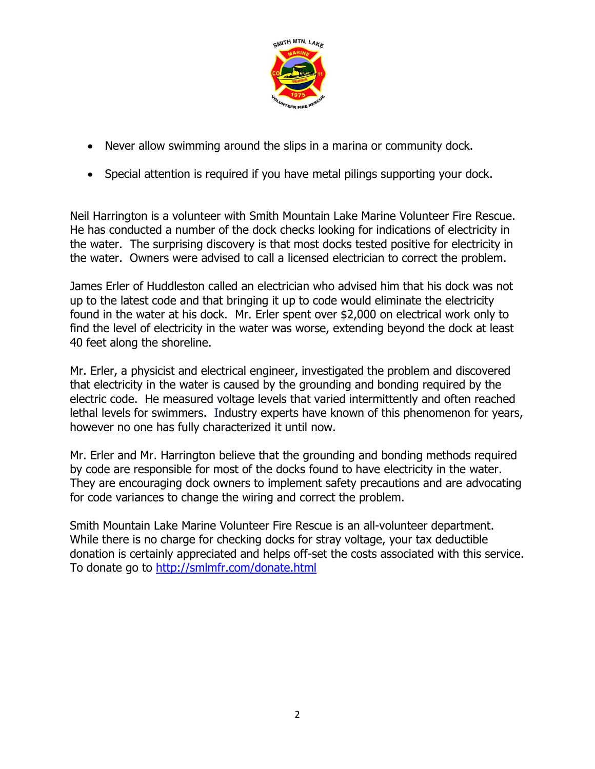- Never allow swimming around the slips in a marina or community dock.
- Special attention is required if you have metal pilings supporting your dock.

Neil Harrington is a volunteer with Smith Mountain Lake Marine Volunteer Fire Rescue. He has conducted a number of the dock checks looking for indications of electricity in the water. The surprising discovery is that most docks tested positive for electricity in the water. Owners were advised to call a licensed electrician to correct the problem.

James Erler of Huddleston called an electrician who advised him that his dock was not up to the latest code and that bringing it up to code would eliminate the electricity found in the water at his dock. Mr. Erler spent over $2,000 on electrical work only to find the level of electricity in the water was worse, extending beyond the dock at least 40 feet along the shoreline.

Mr. Erler, a physicist and electrical engineer, investigated the problem and discovered that electricity in the water is caused by the grounding and bonding required by the electric code. He measured voltage levels that varied intermittently and often reached lethal levels for swimmers. Industry experts have known of this phenomenon for years, however no one has fully characterized it until now.

Mr. Erler and Mr. Harrington believe that the grounding and bonding methods required by code are responsible for most of the docks found to have electricity in the water. They are encouraging dock owners to implement safety precautions and are advocating for code variances to change the wiring and correct the problem.

Smith Mountain Lake Marine Volunteer Fire Rescue is an all-volunteer department. While there is no charge for checking docks for stray voltage, your tax deductible donation is certainly appreciated and helps off-set the costs associated with this service. To donate go to [http://smlmfr.com/donate.html](http://smlmfr.com/donate.html)